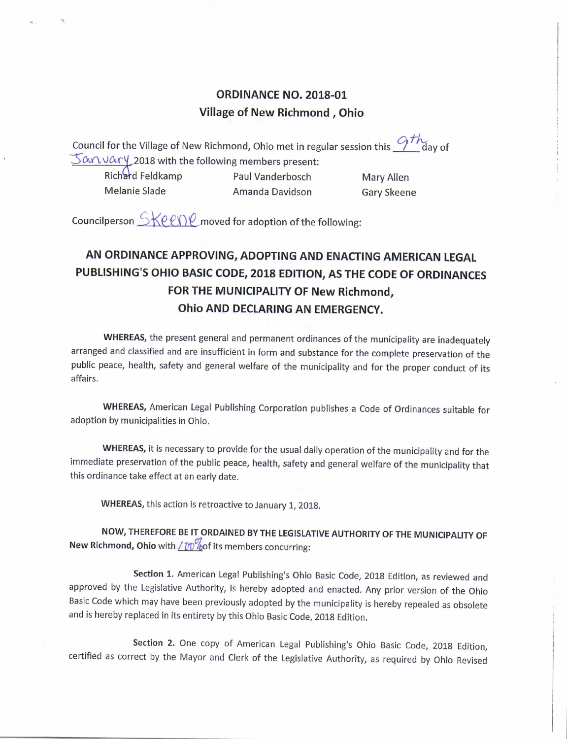# ORDINANCE NO. 2018-01
## Village of New Richmond , Ohio

Council for the Village of New Richmond, Ohio met in regular session this 9th day of January 2018 with the following members present:

| | | |
|---|---|---|
| Richard Feldkamp | Paul Vanderbosch | Mary Allen |
| Melanie Slade | Amanda Davidson | Gary Skeene |

Councilperson Skeene moved for adoption of the following:

## AN ORDINANCE APPROVING, ADOPTING AND ENACTING AMERICAN LEGAL PUBLISHING'S OHIO BASIC CODE, 2018 EDITION, AS THE CODE OF ORDINANCES FOR THE MUNICIPALITY OF New Richmond, Ohio AND DECLARING AN EMERGENCY.

**WHEREAS,** the present general and permanent ordinances of the municipality are inadequately arranged and classified and are insufficient in form and substance for the complete preservation of the public peace, health, safety and general welfare of the municipality and for the proper conduct of its affairs.

**WHEREAS,** American Legal Publishing Corporation publishes a Code of Ordinances suitable for adoption by municipalities in Ohio.

**WHEREAS,** it is necessary to provide for the usual daily operation of the municipality and for the immediate preservation of the public peace, health, safety and general welfare of the municipality that this ordinance take effect at an early date.

**WHEREAS,** this action is retroactive to January 1, 2018.

**NOW, THEREFORE BE IT ORDAINED BY THE LEGISLATIVE AUTHORITY OF THE MUNICIPALITY OF New Richmond, Ohio** with 100% of its members concurring:

**Section 1.** American Legal Publishing's Ohio Basic Code, 2018 Edition, as reviewed and approved by the Legislative Authority, is hereby adopted and enacted. Any prior version of the Ohio Basic Code which may have been previously adopted by the municipality is hereby repealed as obsolete and is hereby replaced in its entirety by this Ohio Basic Code, 2018 Edition.

**Section 2.** One copy of American Legal Publishing's Ohio Basic Code, 2018 Edition, certified as correct by the Mayor and Clerk of the Legislative Authority, as required by Ohio Revised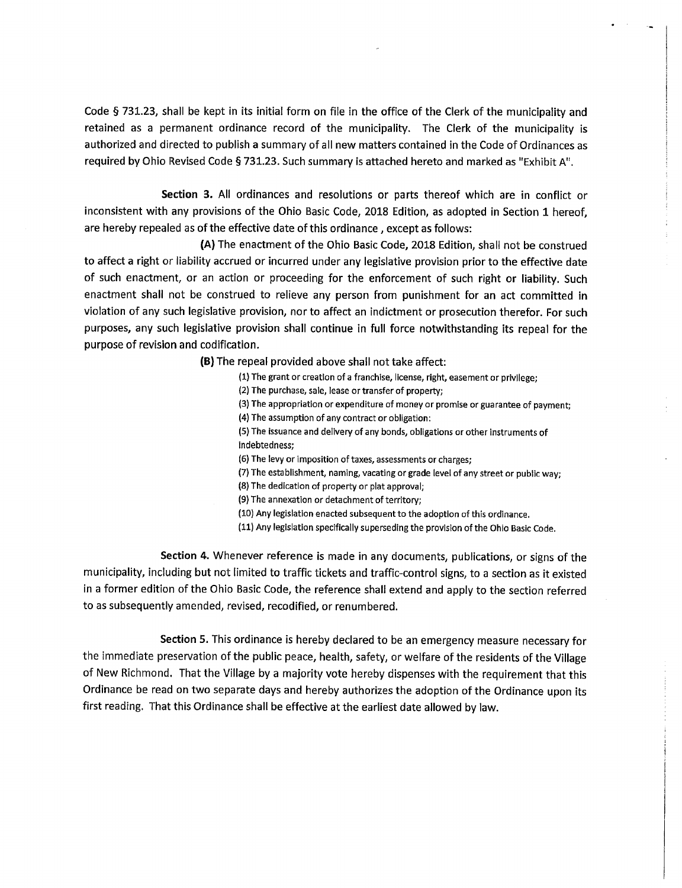Code § 731.23, shall be kept in its initial form on file in the office of the Clerk of the municipality and retained as a permanent ordinance record of the municipality. The Clerk of the municipality is authorized and directed to publish a summary of all new matters contained in the Code of Ordinances as required by Ohio Revised Code § 731.23. Such summary is attached hereto and marked as "Exhibit A".

**Section 3.** All ordinances and resolutions or parts thereof which are in conflict or inconsistent with any provisions of the Ohio Basic Code, 2018 Edition, as adopted in Section 1 hereof, are hereby repealed as of the effective date of this ordinance , except as follows:

**(A)** The enactment of the Ohio Basic Code, 2018 Edition, shall not be construed to affect a right or liability accrued or incurred under any legislative provision prior to the effective date of such enactment, or an action or proceeding for the enforcement of such right or liability. Such enactment shall not be construed to relieve any person from punishment for an act committed in violation of any such legislative provision, nor to affect an indictment or prosecution therefor. For such purposes, any such legislative provision shall continue in full force notwithstanding its repeal for the purpose of revision and codification.

**(B)** The repeal provided above shall not take affect:

(1) The grant or creation of a franchise, license, right, easement or privilege;
(2) The purchase, sale, lease or transfer of property;
(3) The appropriation or expenditure of money or promise or guarantee of payment;
(4) The assumption of any contract or obligation:
(5) The issuance and delivery of any bonds, obligations or other instruments of indebtedness;
(6) The levy or imposition of taxes, assessments or charges;
(7) The establishment, naming, vacating or grade level of any street or public way;
(8) The dedication of property or plat approval;
(9) The annexation or detachment of territory;
(10) Any legislation enacted subsequent to the adoption of this ordinance.
(11) Any legislation specifically superseding the provision of the Ohio Basic Code.

**Section 4.** Whenever reference is made in any documents, publications, or signs of the municipality, including but not limited to traffic tickets and traffic-control signs, to a section as it existed in a former edition of the Ohio Basic Code, the reference shall extend and apply to the section referred to as subsequently amended, revised, recodified, or renumbered.

**Section 5.** This ordinance is hereby declared to be an emergency measure necessary for the immediate preservation of the public peace, health, safety, or welfare of the residents of the Village of New Richmond. That the Village by a majority vote hereby dispenses with the requirement that this Ordinance be read on two separate days and hereby authorizes the adoption of the Ordinance upon its first reading. That this Ordinance shall be effective at the earliest date allowed by law.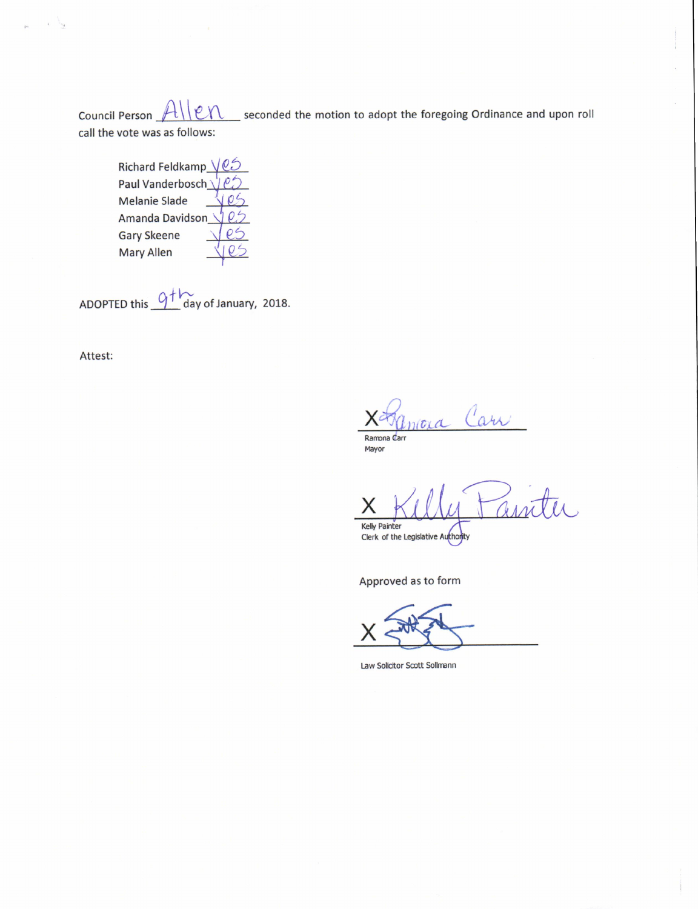Council Person Allen seconded the motion to adopt the foregoing Ordinance and upon roll call the vote was as follows:

Richard Feldkamp Yes
Paul Vanderbosch Yes
Melanie Slade Yes
Amanda Davidson Yes
Gary Skeene Yes
Mary Allen Yes

ADOPTED this 9th day of January, 2018.

Attest:

X Ramona Carr
Ramona Carr
Mayor

X Kelly Painter
Kelly Painter
Clerk of the Legislative Authority

Approved as to form

X

Law Solicitor Scott Sollmann